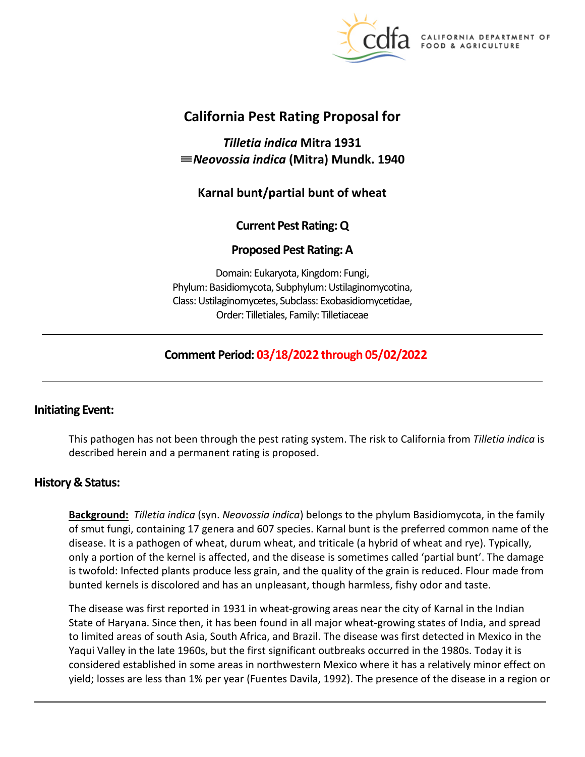# California Pest Rating Proposal for

## *Tilletia indica* Mitra 1931 ≡*Neovossia indica* (Mitra) Mundk. 1940

## Karnal bunt/partial bunt of wheat

**Current Pest Rating: Q**

**Proposed Pest Rating: A**

Domain: Eukaryota, Kingdom: Fungi,
Phylum: Basidiomycota, Subphylum: Ustilaginomycotina,
Class: Ustilaginomycetes, Subclass: Exobasidiomycetidae,
Order: Tilletiales, Family: Tilletiaceae

---

**Comment Period: 03/18/2022 through 05/02/2022**

---

## Initiating Event:

This pathogen has not been through the pest rating system. The risk to California from *Tilletia indica* is described herein and a permanent rating is proposed.

## History & Status:

**Background:** *Tilletia indica* (syn. *Neovossia indica*) belongs to the phylum Basidiomycota, in the family of smut fungi, containing 17 genera and 607 species. Karnal bunt is the preferred common name of the disease. It is a pathogen of wheat, durum wheat, and triticale (a hybrid of wheat and rye). Typically, only a portion of the kernel is affected, and the disease is sometimes called 'partial bunt'. The damage is twofold: Infected plants produce less grain, and the quality of the grain is reduced. Flour made from bunted kernels is discolored and has an unpleasant, though harmless, fishy odor and taste.

The disease was first reported in 1931 in wheat-growing areas near the city of Karnal in the Indian State of Haryana. Since then, it has been found in all major wheat-growing states of India, and spread to limited areas of south Asia, South Africa, and Brazil. The disease was first detected in Mexico in the Yaqui Valley in the late 1960s, but the first significant outbreaks occurred in the 1980s. Today it is considered established in some areas in northwestern Mexico where it has a relatively minor effect on yield; losses are less than 1% per year (Fuentes Davila, 1992). The presence of the disease in a region or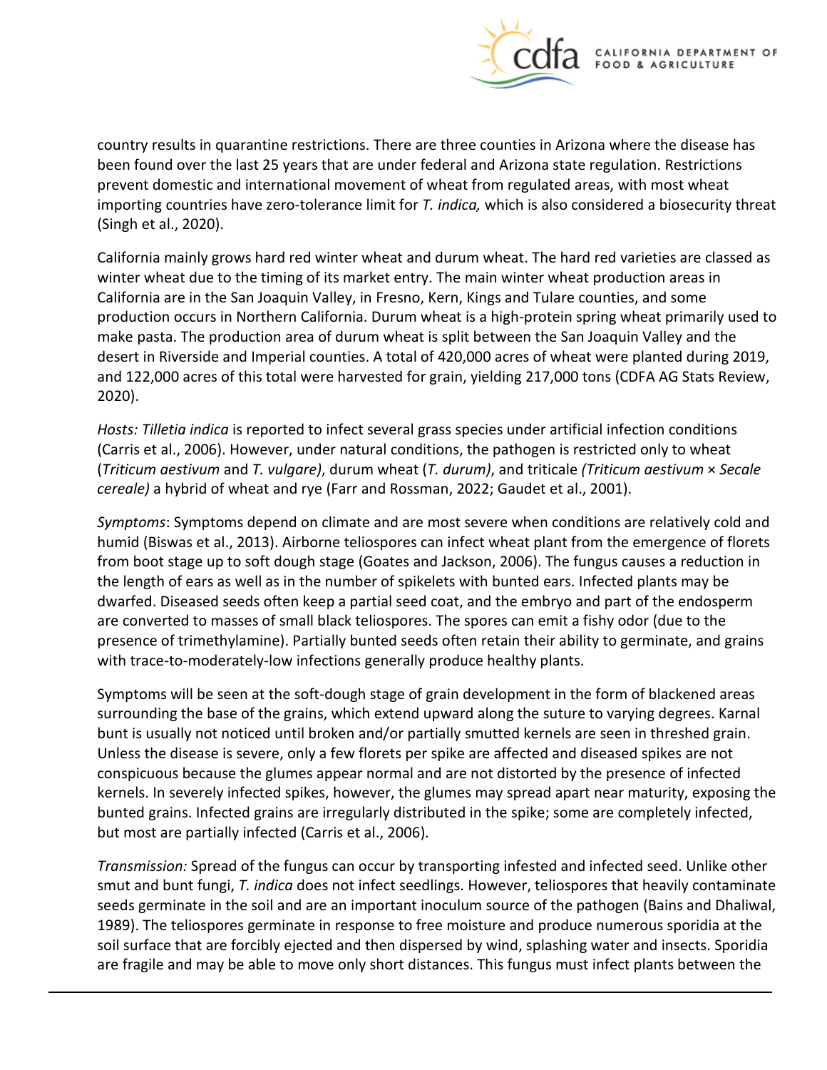country results in quarantine restrictions. There are three counties in Arizona where the disease has been found over the last 25 years that are under federal and Arizona state regulation. Restrictions prevent domestic and international movement of wheat from regulated areas, with most wheat importing countries have zero-tolerance limit for *T. indica,* which is also considered a biosecurity threat (Singh et al., 2020).

California mainly grows hard red winter wheat and durum wheat. The hard red varieties are classed as winter wheat due to the timing of its market entry. The main winter wheat production areas in California are in the San Joaquin Valley, in Fresno, Kern, Kings and Tulare counties, and some production occurs in Northern California. Durum wheat is a high-protein spring wheat primarily used to make pasta. The production area of durum wheat is split between the San Joaquin Valley and the desert in Riverside and Imperial counties. A total of 420,000 acres of wheat were planted during 2019, and 122,000 acres of this total were harvested for grain, yielding 217,000 tons (CDFA AG Stats Review, 2020).

*Hosts: Tilletia indica* is reported to infect several grass species under artificial infection conditions (Carris et al., 2006). However, under natural conditions, the pathogen is restricted only to wheat (*Triticum aestivum* and *T. vulgare)*, durum wheat (*T. durum)*, and triticale *(Triticum aestivum* × *Secale cereale)* a hybrid of wheat and rye (Farr and Rossman, 2022; Gaudet et al., 2001).

*Symptoms*: Symptoms depend on climate and are most severe when conditions are relatively cold and humid (Biswas et al., 2013). Airborne teliospores can infect wheat plant from the emergence of florets from boot stage up to soft dough stage (Goates and Jackson, 2006). The fungus causes a reduction in the length of ears as well as in the number of spikelets with bunted ears. Infected plants may be dwarfed. Diseased seeds often keep a partial seed coat, and the embryo and part of the endosperm are converted to masses of small black teliospores. The spores can emit a fishy odor (due to the presence of trimethylamine). Partially bunted seeds often retain their ability to germinate, and grains with trace-to-moderately-low infections generally produce healthy plants.

Symptoms will be seen at the soft-dough stage of grain development in the form of blackened areas surrounding the base of the grains, which extend upward along the suture to varying degrees. Karnal bunt is usually not noticed until broken and/or partially smutted kernels are seen in threshed grain. Unless the disease is severe, only a few florets per spike are affected and diseased spikes are not conspicuous because the glumes appear normal and are not distorted by the presence of infected kernels. In severely infected spikes, however, the glumes may spread apart near maturity, exposing the bunted grains. Infected grains are irregularly distributed in the spike; some are completely infected, but most are partially infected (Carris et al., 2006).

*Transmission:* Spread of the fungus can occur by transporting infested and infected seed. Unlike other smut and bunt fungi, *T. indica* does not infect seedlings. However, teliospores that heavily contaminate seeds germinate in the soil and are an important inoculum source of the pathogen (Bains and Dhaliwal, 1989). The teliospores germinate in response to free moisture and produce numerous sporidia at the soil surface that are forcibly ejected and then dispersed by wind, splashing water and insects. Sporidia are fragile and may be able to move only short distances. This fungus must infect plants between the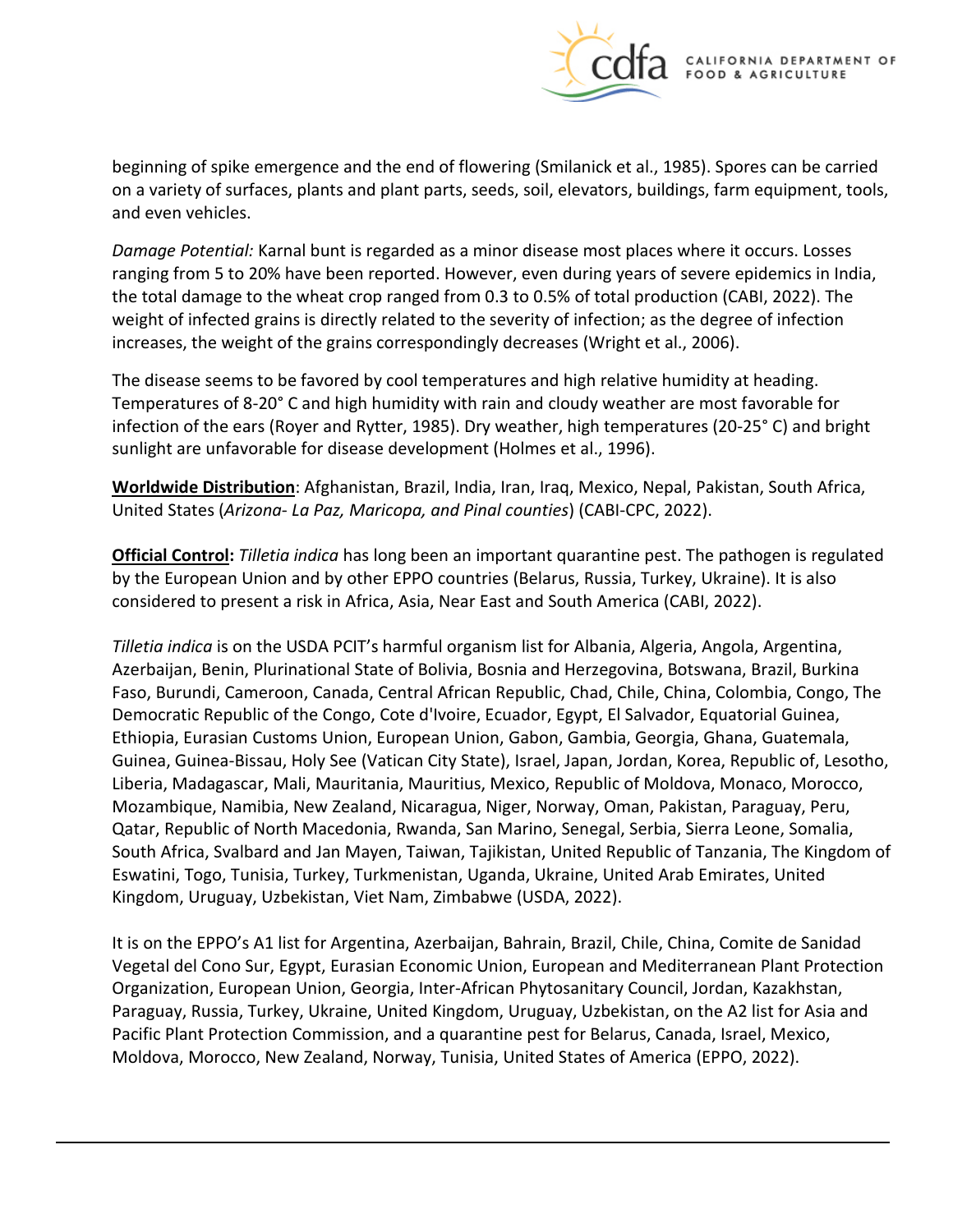beginning of spike emergence and the end of flowering (Smilanick et al., 1985). Spores can be carried on a variety of surfaces, plants and plant parts, seeds, soil, elevators, buildings, farm equipment, tools, and even vehicles.

*Damage Potential:* Karnal bunt is regarded as a minor disease most places where it occurs. Losses ranging from 5 to 20% have been reported. However, even during years of severe epidemics in India, the total damage to the wheat crop ranged from 0.3 to 0.5% of total production (CABI, 2022). The weight of infected grains is directly related to the severity of infection; as the degree of infection increases, the weight of the grains correspondingly decreases (Wright et al., 2006).

The disease seems to be favored by cool temperatures and high relative humidity at heading. Temperatures of 8-20° C and high humidity with rain and cloudy weather are most favorable for infection of the ears (Royer and Rytter, 1985). Dry weather, high temperatures (20-25° C) and bright sunlight are unfavorable for disease development (Holmes et al., 1996).

**Worldwide Distribution**: Afghanistan, Brazil, India, Iran, Iraq, Mexico, Nepal, Pakistan, South Africa, United States (*Arizona- La Paz, Maricopa, and Pinal counties*) (CABI-CPC, 2022).

**Official Control:** *Tilletia indica* has long been an important quarantine pest. The pathogen is regulated by the European Union and by other EPPO countries (Belarus, Russia, Turkey, Ukraine). It is also considered to present a risk in Africa, Asia, Near East and South America (CABI, 2022).

*Tilletia indica* is on the USDA PCIT's harmful organism list for Albania, Algeria, Angola, Argentina, Azerbaijan, Benin, Plurinational State of Bolivia, Bosnia and Herzegovina, Botswana, Brazil, Burkina Faso, Burundi, Cameroon, Canada, Central African Republic, Chad, Chile, China, Colombia, Congo, The Democratic Republic of the Congo, Cote d'Ivoire, Ecuador, Egypt, El Salvador, Equatorial Guinea, Ethiopia, Eurasian Customs Union, European Union, Gabon, Gambia, Georgia, Ghana, Guatemala, Guinea, Guinea-Bissau, Holy See (Vatican City State), Israel, Japan, Jordan, Korea, Republic of, Lesotho, Liberia, Madagascar, Mali, Mauritania, Mauritius, Mexico, Republic of Moldova, Monaco, Morocco, Mozambique, Namibia, New Zealand, Nicaragua, Niger, Norway, Oman, Pakistan, Paraguay, Peru, Qatar, Republic of North Macedonia, Rwanda, San Marino, Senegal, Serbia, Sierra Leone, Somalia, South Africa, Svalbard and Jan Mayen, Taiwan, Tajikistan, United Republic of Tanzania, The Kingdom of Eswatini, Togo, Tunisia, Turkey, Turkmenistan, Uganda, Ukraine, United Arab Emirates, United Kingdom, Uruguay, Uzbekistan, Viet Nam, Zimbabwe (USDA, 2022).

It is on the EPPO's A1 list for Argentina, Azerbaijan, Bahrain, Brazil, Chile, China, Comite de Sanidad Vegetal del Cono Sur, Egypt, Eurasian Economic Union, European and Mediterranean Plant Protection Organization, European Union, Georgia, Inter-African Phytosanitary Council, Jordan, Kazakhstan, Paraguay, Russia, Turkey, Ukraine, United Kingdom, Uruguay, Uzbekistan, on the A2 list for Asia and Pacific Plant Protection Commission, and a quarantine pest for Belarus, Canada, Israel, Mexico, Moldova, Morocco, New Zealand, Norway, Tunisia, United States of America (EPPO, 2022).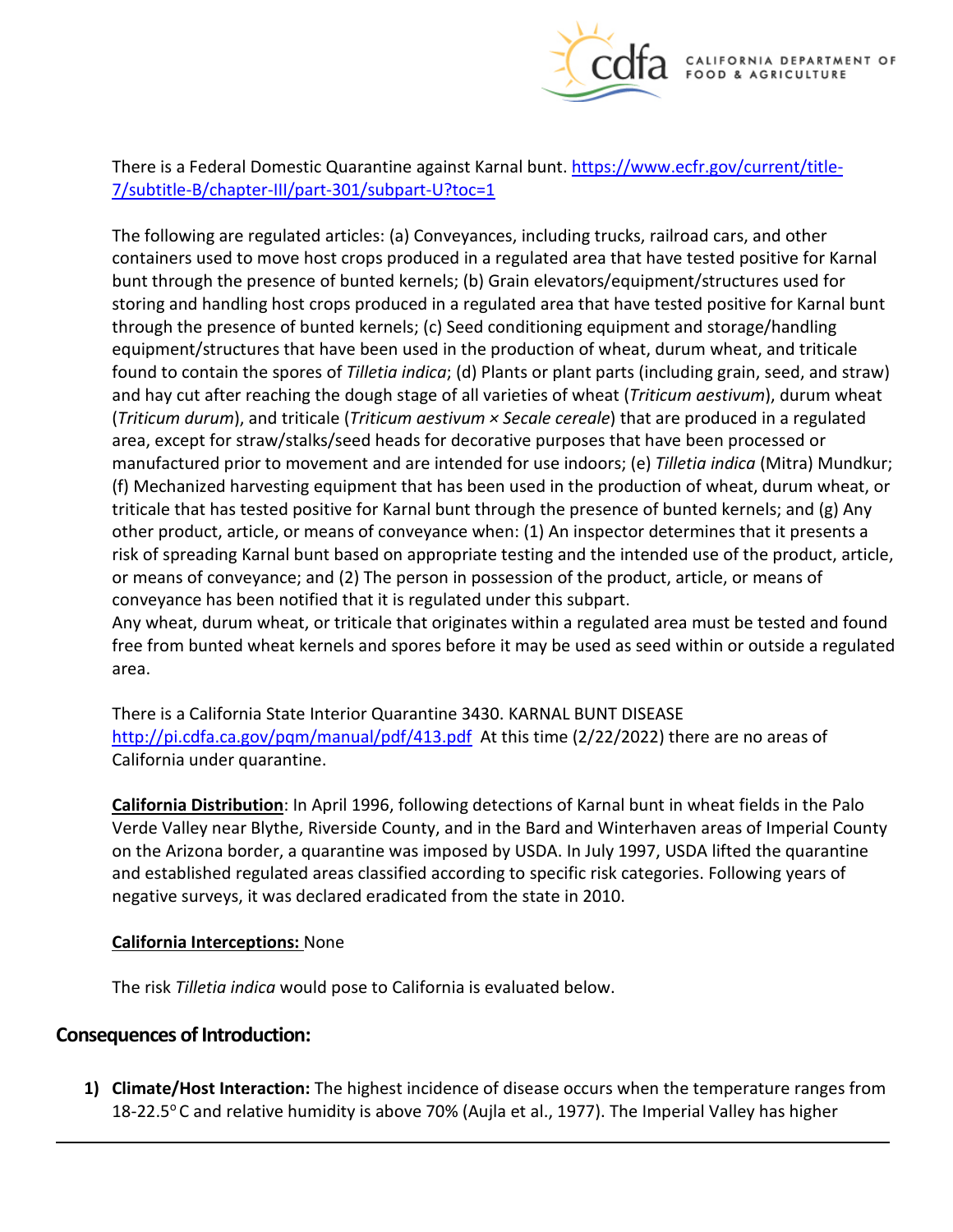There is a Federal Domestic Quarantine against Karnal bunt. [https://www.ecfr.gov/current/title-7/subtitle-B/chapter-III/part-301/subpart-U?toc=1](https://www.ecfr.gov/current/title-7/subtitle-B/chapter-III/part-301/subpart-U?toc=1)

The following are regulated articles: (a) Conveyances, including trucks, railroad cars, and other containers used to move host crops produced in a regulated area that have tested positive for Karnal bunt through the presence of bunted kernels; (b) Grain elevators/equipment/structures used for storing and handling host crops produced in a regulated area that have tested positive for Karnal bunt through the presence of bunted kernels; (c) Seed conditioning equipment and storage/handling equipment/structures that have been used in the production of wheat, durum wheat, and triticale found to contain the spores of *Tilletia indica*; (d) Plants or plant parts (including grain, seed, and straw) and hay cut after reaching the dough stage of all varieties of wheat (*Triticum aestivum*), durum wheat (*Triticum durum*), and triticale (*Triticum aestivum × Secale cereale*) that are produced in a regulated area, except for straw/stalks/seed heads for decorative purposes that have been processed or manufactured prior to movement and are intended for use indoors; (e) *Tilletia indica* (Mitra) Mundkur; (f) Mechanized harvesting equipment that has been used in the production of wheat, durum wheat, or triticale that has tested positive for Karnal bunt through the presence of bunted kernels; and (g) Any other product, article, or means of conveyance when: (1) An inspector determines that it presents a risk of spreading Karnal bunt based on appropriate testing and the intended use of the product, article, or means of conveyance; and (2) The person in possession of the product, article, or means of conveyance has been notified that it is regulated under this subpart.
Any wheat, durum wheat, or triticale that originates within a regulated area must be tested and found free from bunted wheat kernels and spores before it may be used as seed within or outside a regulated area.

There is a California State Interior Quarantine 3430. KARNAL BUNT DISEASE [http://pi.cdfa.ca.gov/pqm/manual/pdf/413.pdf](http://pi.cdfa.ca.gov/pqm/manual/pdf/413.pdf) At this time (2/22/2022) there are no areas of California under quarantine.

**California Distribution**: In April 1996, following detections of Karnal bunt in wheat fields in the Palo Verde Valley near Blythe, Riverside County, and in the Bard and Winterhaven areas of Imperial County on the Arizona border, a quarantine was imposed by USDA. In July 1997, USDA lifted the quarantine and established regulated areas classified according to specific risk categories. Following years of negative surveys, it was declared eradicated from the state in 2010.

**California Interceptions:** None

The risk *Tilletia indica* would pose to California is evaluated below.

## Consequences of Introduction:

1) **Climate/Host Interaction:** The highest incidence of disease occurs when the temperature ranges from 18-22.5$^{o}$ C and relative humidity is above 70% (Aujla et al., 1977). The Imperial Valley has higher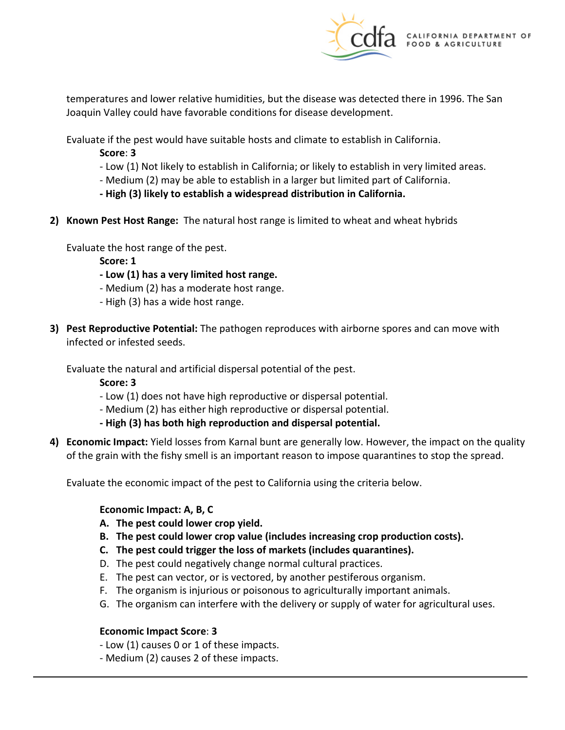temperatures and lower relative humidities, but the disease was detected there in 1996. The San Joaquin Valley could have favorable conditions for disease development.

Evaluate if the pest would have suitable hosts and climate to establish in California.

**Score**: **3**

- Low (1) Not likely to establish in California; or likely to establish in very limited areas.
- Medium (2) may be able to establish in a larger but limited part of California.
- **High (3) likely to establish a widespread distribution in California.**

2) **Known Pest Host Range:** The natural host range is limited to wheat and wheat hybrids

Evaluate the host range of the pest.

**Score: 1**

- **Low (1) has a very limited host range.**
- Medium (2) has a moderate host range.
- High (3) has a wide host range.

3) **Pest Reproductive Potential:** The pathogen reproduces with airborne spores and can move with infected or infested seeds.

Evaluate the natural and artificial dispersal potential of the pest.

**Score: 3**

- Low (1) does not have high reproductive or dispersal potential.
- Medium (2) has either high reproductive or dispersal potential.
- **High (3) has both high reproduction and dispersal potential.**

4) **Economic Impact:** Yield losses from Karnal bunt are generally low. However, the impact on the quality of the grain with the fishy smell is an important reason to impose quarantines to stop the spread.

Evaluate the economic impact of the pest to California using the criteria below.

**Economic Impact: A, B, C**

A. **The pest could lower crop yield.**
B. **The pest could lower crop value (includes increasing crop production costs).**
C. **The pest could trigger the loss of markets (includes quarantines).**
D. The pest could negatively change normal cultural practices.
E. The pest can vector, or is vectored, by another pestiferous organism.
F. The organism is injurious or poisonous to agriculturally important animals.
G. The organism can interfere with the delivery or supply of water for agricultural uses.

**Economic Impact Score**: **3**

- Low (1) causes 0 or 1 of these impacts.
- Medium (2) causes 2 of these impacts.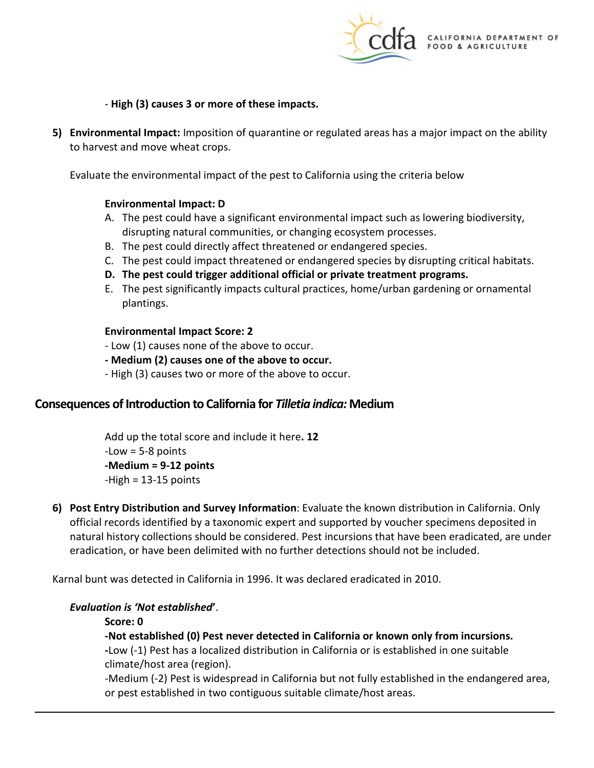- **High (3) causes 3 or more of these impacts.**

5) **Environmental Impact:** Imposition of quarantine or regulated areas has a major impact on the ability to harvest and move wheat crops.

   Evaluate the environmental impact of the pest to California using the criteria below

   **Environmental Impact: D**

   A. The pest could have a significant environmental impact such as lowering biodiversity, disrupting natural communities, or changing ecosystem processes.
   B. The pest could directly affect threatened or endangered species.
   C. The pest could impact threatened or endangered species by disrupting critical habitats.
   D. **The pest could trigger additional official or private treatment programs.**
   E. The pest significantly impacts cultural practices, home/urban gardening or ornamental plantings.

   **Environmental Impact Score: 2**

   - Low (1) causes none of the above to occur.
   - **Medium (2) causes one of the above to occur.**
   - High (3) causes two or more of the above to occur.

## Consequences of Introduction to California for *Tilletia indica:* Medium

Add up the total score and include it here**. 12**

-Low = 5-8 points

**-Medium = 9-12 points**

-High = 13-15 points

6) **Post Entry Distribution and Survey Information**: Evaluate the known distribution in California. Only official records identified by a taxonomic expert and supported by voucher specimens deposited in natural history collections should be considered. Pest incursions that have been eradicated, are under eradication, or have been delimited with no further detections should not be included.

Karnal bunt was detected in California in 1996. It was declared eradicated in 2010.

***Evaluation is 'Not established'***.

**Score: 0**

**-Not established (0) Pest never detected in California or known only from incursions.**

**-**Low (-1) Pest has a localized distribution in California or is established in one suitable climate/host area (region).

-Medium (-2) Pest is widespread in California but not fully established in the endangered area, or pest established in two contiguous suitable climate/host areas.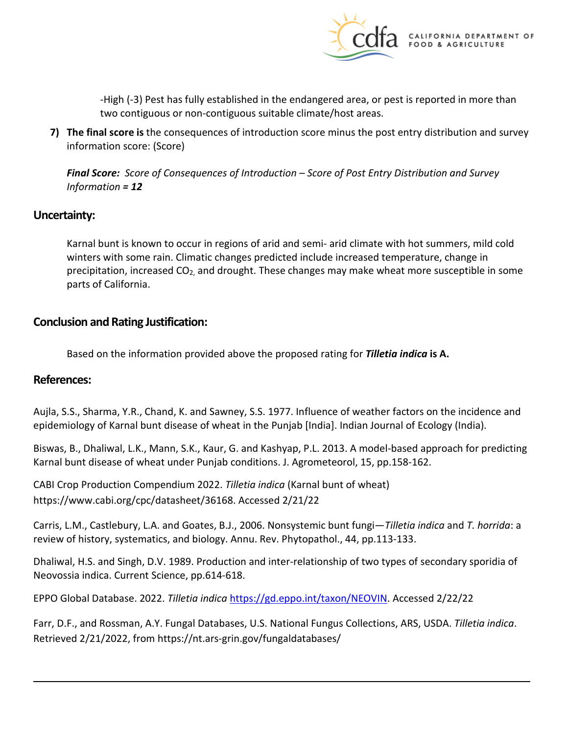-High (-3) Pest has fully established in the endangered area, or pest is reported in more than two contiguous or non-contiguous suitable climate/host areas.

7) **The final score is** the consequences of introduction score minus the post entry distribution and survey information score: (Score)

***Final Score:*** *Score of Consequences of Introduction – Score of Post Entry Distribution and Survey Information* ***= 12***

## Uncertainty:

Karnal bunt is known to occur in regions of arid and semi- arid climate with hot summers, mild cold winters with some rain. Climatic changes predicted include increased temperature, change in precipitation, increased $CO_2$, and drought. These changes may make wheat more susceptible in some parts of California.

## Conclusion and Rating Justification:

Based on the information provided above the proposed rating for ***Tilletia indica*** **is A.**

## References:

Aujla, S.S., Sharma, Y.R., Chand, K. and Sawney, S.S. 1977. Influence of weather factors on the incidence and epidemiology of Karnal bunt disease of wheat in the Punjab [India]. Indian Journal of Ecology (India).

Biswas, B., Dhaliwal, L.K., Mann, S.K., Kaur, G. and Kashyap, P.L. 2013. A model-based approach for predicting Karnal bunt disease of wheat under Punjab conditions. J. Agrometeorol, 15, pp.158-162.

CABI Crop Production Compendium 2022. *Tilletia indica* (Karnal bunt of wheat) https://www.cabi.org/cpc/datasheet/36168. Accessed 2/21/22

Carris, L.M., Castlebury, L.A. and Goates, B.J., 2006. Nonsystemic bunt fungi—*Tilletia indica* and *T. horrida*: a review of history, systematics, and biology. Annu. Rev. Phytopathol., 44, pp.113-133.

Dhaliwal, H.S. and Singh, D.V. 1989. Production and inter-relationship of two types of secondary sporidia of Neovossia indica. Current Science, pp.614-618.

EPPO Global Database. 2022. *Tilletia indica* [https://gd.eppo.int/taxon/NEOVIN](https://gd.eppo.int/taxon/NEOVIN). Accessed 2/22/22

Farr, D.F., and Rossman, A.Y. Fungal Databases, U.S. National Fungus Collections, ARS, USDA. *Tilletia indica*. Retrieved 2/21/2022, from https://nt.ars-grin.gov/fungaldatabases/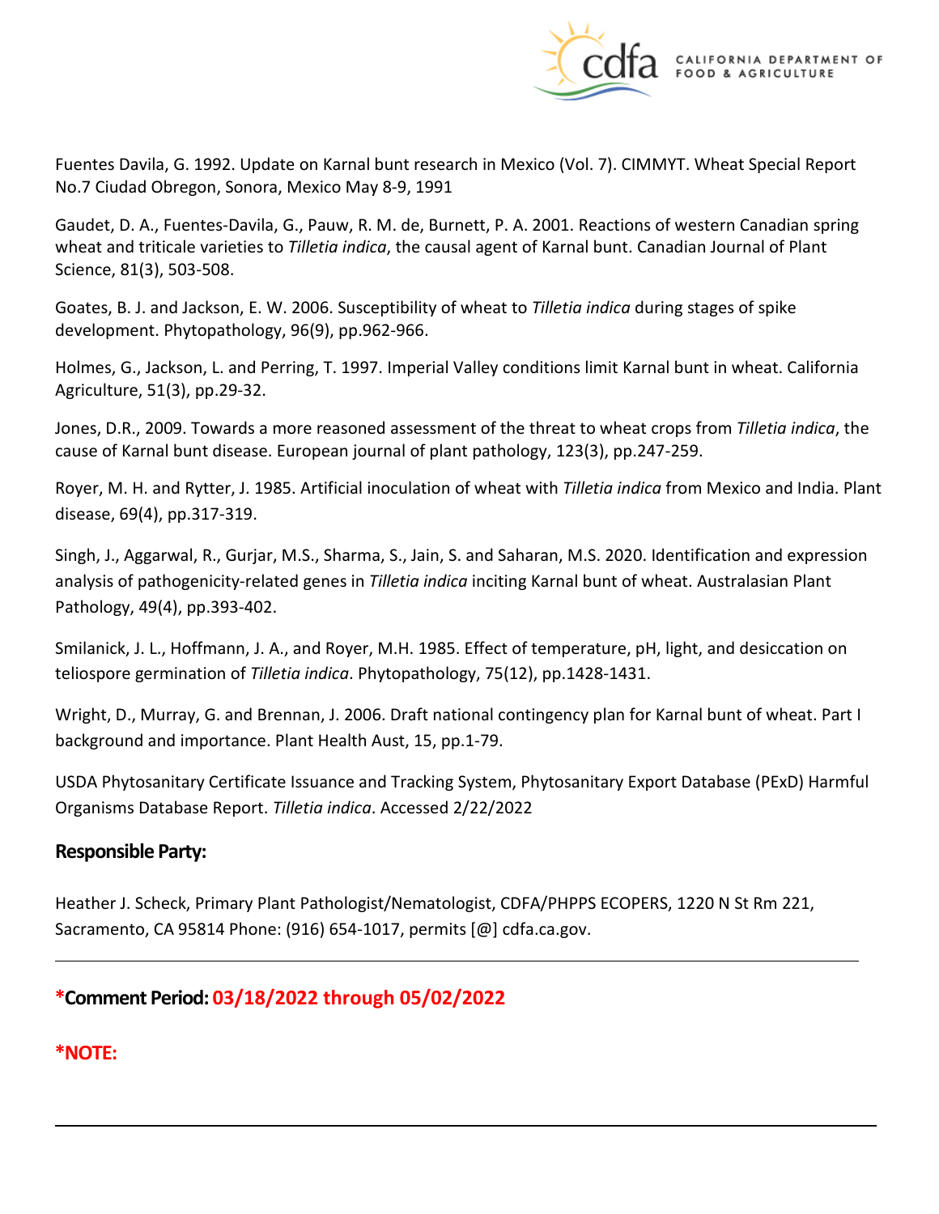Fuentes Davila, G. 1992. Update on Karnal bunt research in Mexico (Vol. 7). CIMMYT. Wheat Special Report No.7 Ciudad Obregon, Sonora, Mexico May 8-9, 1991

Gaudet, D. A., Fuentes-Davila, G., Pauw, R. M. de, Burnett, P. A. 2001. Reactions of western Canadian spring wheat and triticale varieties to *Tilletia indica*, the causal agent of Karnal bunt. Canadian Journal of Plant Science, 81(3), 503-508.

Goates, B. J. and Jackson, E. W. 2006. Susceptibility of wheat to *Tilletia indica* during stages of spike development. Phytopathology, 96(9), pp.962-966.

Holmes, G., Jackson, L. and Perring, T. 1997. Imperial Valley conditions limit Karnal bunt in wheat. California Agriculture, 51(3), pp.29-32.

Jones, D.R., 2009. Towards a more reasoned assessment of the threat to wheat crops from *Tilletia indica*, the cause of Karnal bunt disease. European journal of plant pathology, 123(3), pp.247-259.

Royer, M. H. and Rytter, J. 1985. Artificial inoculation of wheat with *Tilletia indica* from Mexico and India. Plant disease, 69(4), pp.317-319.

Singh, J., Aggarwal, R., Gurjar, M.S., Sharma, S., Jain, S. and Saharan, M.S. 2020. Identification and expression analysis of pathogenicity-related genes in *Tilletia indica* inciting Karnal bunt of wheat. Australasian Plant Pathology, 49(4), pp.393-402.

Smilanick, J. L., Hoffmann, J. A., and Royer, M.H. 1985. Effect of temperature, pH, light, and desiccation on teliospore germination of *Tilletia indica*. Phytopathology, 75(12), pp.1428-1431.

Wright, D., Murray, G. and Brennan, J. 2006. Draft national contingency plan for Karnal bunt of wheat. Part I background and importance. Plant Health Aust, 15, pp.1-79.

USDA Phytosanitary Certificate Issuance and Tracking System, Phytosanitary Export Database (PExD) Harmful Organisms Database Report. *Tilletia indica*. Accessed 2/22/2022

## Responsible Party:

Heather J. Scheck, Primary Plant Pathologist/Nematologist, CDFA/PHPPS ECOPERS, 1220 N St Rm 221, Sacramento, CA 95814 Phone: (916) 654-1017, permits [@] cdfa.ca.gov.

---

## *Comment Period: 03/18/2022 through 05/02/2022

## *NOTE:

---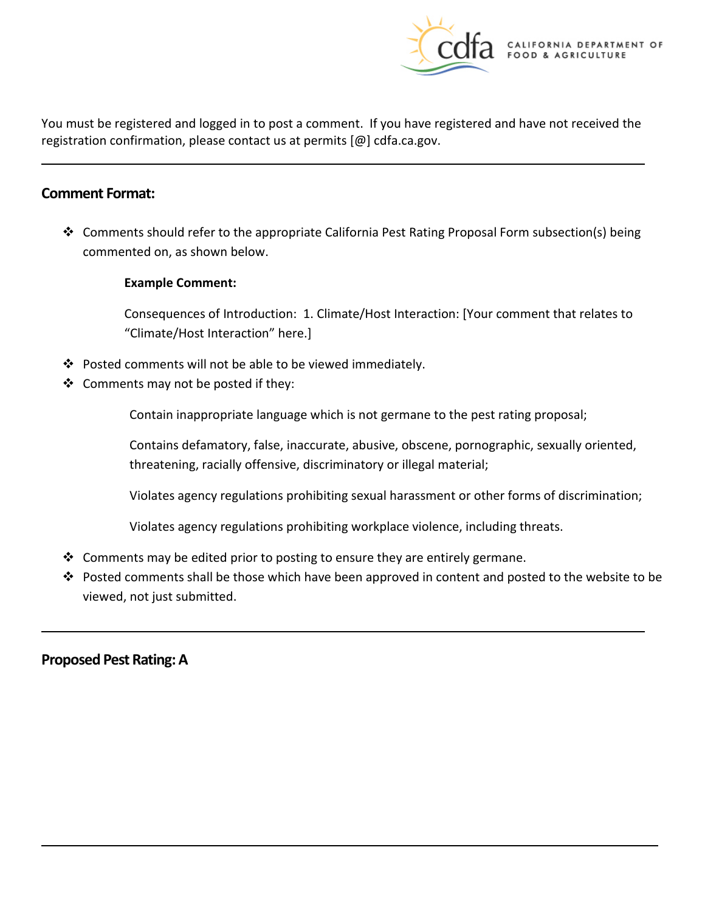You must be registered and logged in to post a comment. If you have registered and have not received the registration confirmation, please contact us at permits [@] cdfa.ca.gov.

---

## Comment Format:

- Comments should refer to the appropriate California Pest Rating Proposal Form subsection(s) being commented on, as shown below.

  **Example Comment:**

  Consequences of Introduction: 1. Climate/Host Interaction: [Your comment that relates to "Climate/Host Interaction" here.]

- Posted comments will not be able to be viewed immediately.
- Comments may not be posted if they:

  Contain inappropriate language which is not germane to the pest rating proposal;

  Contains defamatory, false, inaccurate, abusive, obscene, pornographic, sexually oriented, threatening, racially offensive, discriminatory or illegal material;

  Violates agency regulations prohibiting sexual harassment or other forms of discrimination;

  Violates agency regulations prohibiting workplace violence, including threats.

- Comments may be edited prior to posting to ensure they are entirely germane.
- Posted comments shall be those which have been approved in content and posted to the website to be viewed, not just submitted.

---

## Proposed Pest Rating: A

---